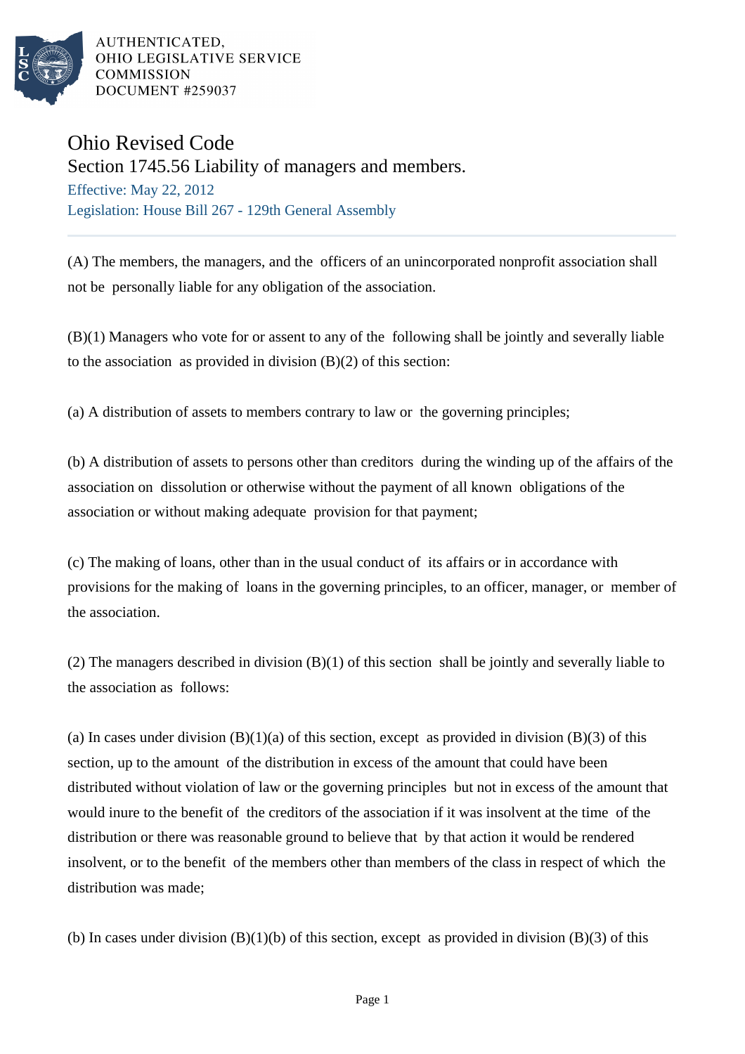AUTHENTICATED,
OHIO LEGISLATIVE SERVICE
COMMISSION
DOCUMENT #259037

# Ohio Revised Code

## Section 1745.56 Liability of managers and members.

Effective: May 22, 2012

Legislation: House Bill 267 - 129th General Assembly

---

(A) The members, the managers, and the officers of an unincorporated nonprofit association shall not be personally liable for any obligation of the association.

(B)(1) Managers who vote for or assent to any of the following shall be jointly and severally liable to the association as provided in division (B)(2) of this section:

(a) A distribution of assets to members contrary to law or the governing principles;

(b) A distribution of assets to persons other than creditors during the winding up of the affairs of the association on dissolution or otherwise without the payment of all known obligations of the association or without making adequate provision for that payment;

(c) The making of loans, other than in the usual conduct of its affairs or in accordance with provisions for the making of loans in the governing principles, to an officer, manager, or member of the association.

(2) The managers described in division (B)(1) of this section shall be jointly and severally liable to the association as follows:

(a) In cases under division (B)(1)(a) of this section, except as provided in division (B)(3) of this section, up to the amount of the distribution in excess of the amount that could have been distributed without violation of law or the governing principles but not in excess of the amount that would inure to the benefit of the creditors of the association if it was insolvent at the time of the distribution or there was reasonable ground to believe that by that action it would be rendered insolvent, or to the benefit of the members other than members of the class in respect of which the distribution was made;

(b) In cases under division (B)(1)(b) of this section, except as provided in division (B)(3) of this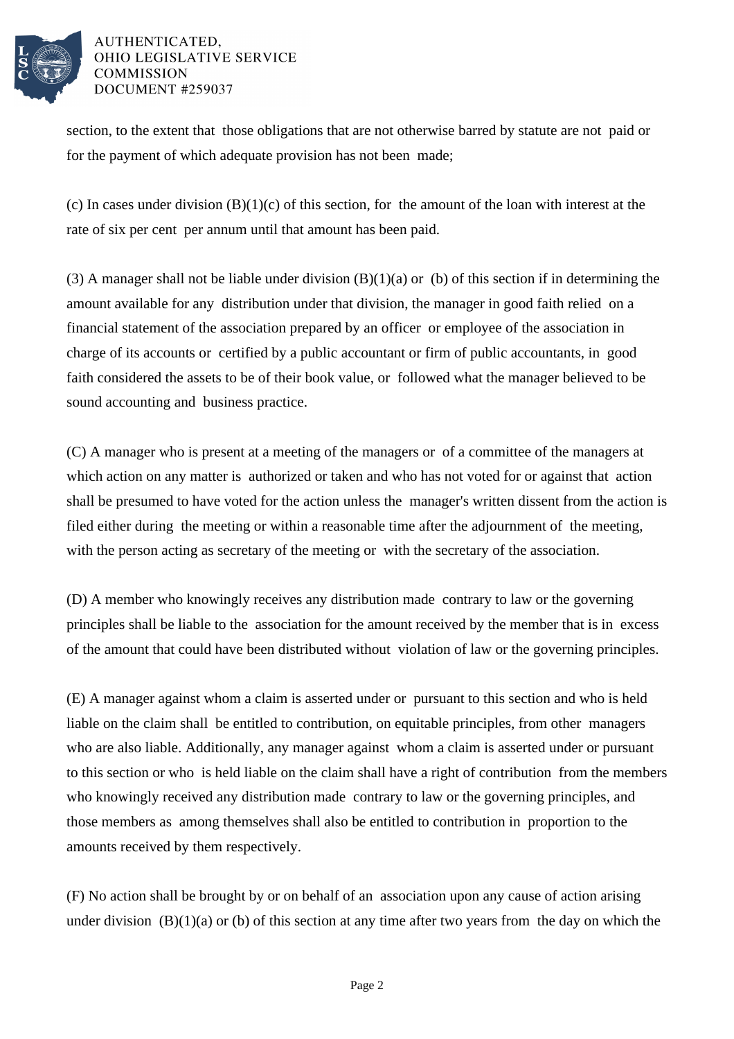section, to the extent that those obligations that are not otherwise barred by statute are not paid or for the payment of which adequate provision has not been made;

(c) In cases under division (B)(1)(c) of this section, for the amount of the loan with interest at the rate of six per cent per annum until that amount has been paid.

(3) A manager shall not be liable under division (B)(1)(a) or (b) of this section if in determining the amount available for any distribution under that division, the manager in good faith relied on a financial statement of the association prepared by an officer or employee of the association in charge of its accounts or certified by a public accountant or firm of public accountants, in good faith considered the assets to be of their book value, or followed what the manager believed to be sound accounting and business practice.

(C) A manager who is present at a meeting of the managers or of a committee of the managers at which action on any matter is authorized or taken and who has not voted for or against that action shall be presumed to have voted for the action unless the manager's written dissent from the action is filed either during the meeting or within a reasonable time after the adjournment of the meeting, with the person acting as secretary of the meeting or with the secretary of the association.

(D) A member who knowingly receives any distribution made contrary to law or the governing principles shall be liable to the association for the amount received by the member that is in excess of the amount that could have been distributed without violation of law or the governing principles.

(E) A manager against whom a claim is asserted under or pursuant to this section and who is held liable on the claim shall be entitled to contribution, on equitable principles, from other managers who are also liable. Additionally, any manager against whom a claim is asserted under or pursuant to this section or who is held liable on the claim shall have a right of contribution from the members who knowingly received any distribution made contrary to law or the governing principles, and those members as among themselves shall also be entitled to contribution in proportion to the amounts received by them respectively.

(F) No action shall be brought by or on behalf of an association upon any cause of action arising under division (B)(1)(a) or (b) of this section at any time after two years from the day on which the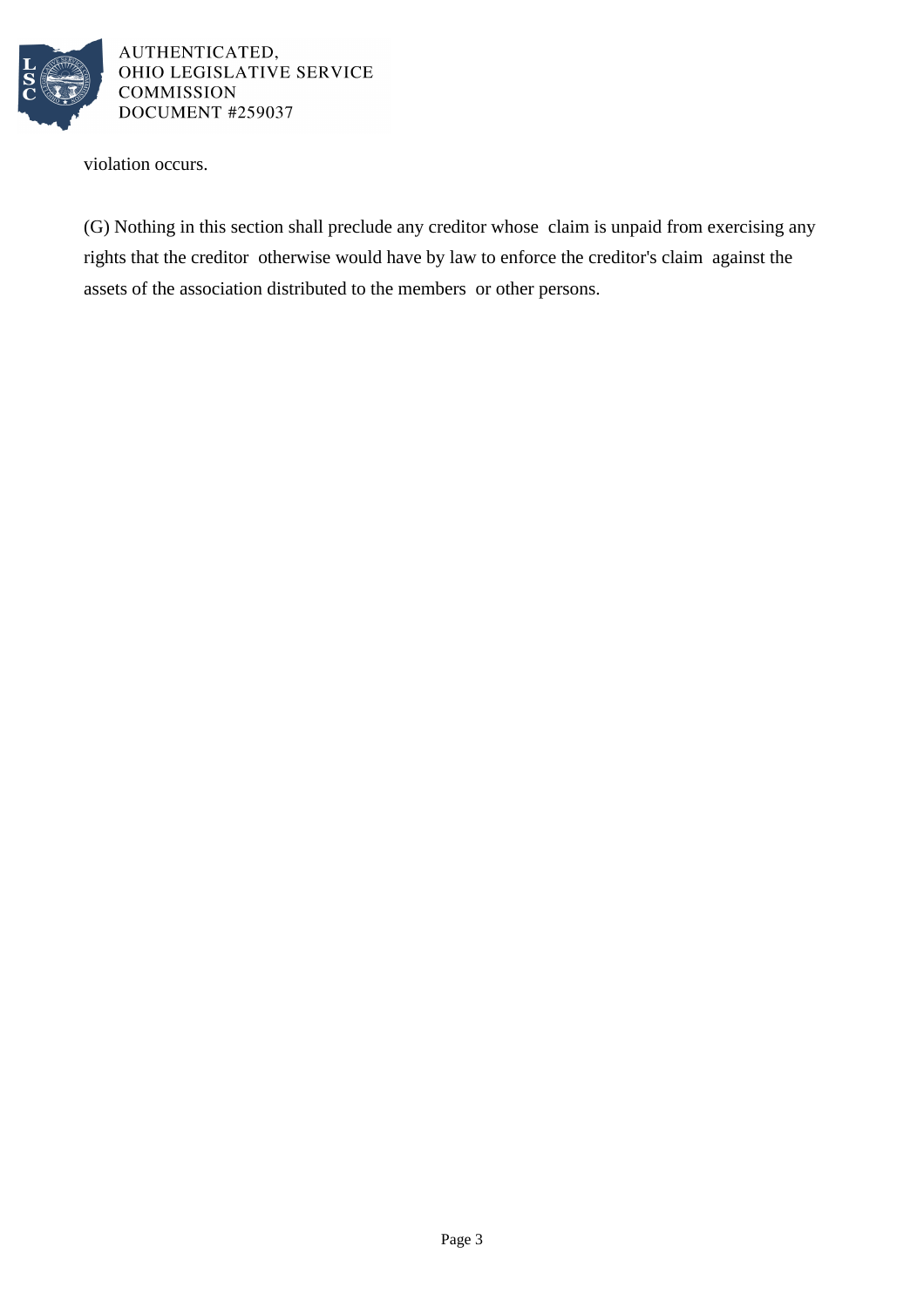violation occurs.

(G) Nothing in this section shall preclude any creditor whose claim is unpaid from exercising any rights that the creditor otherwise would have by law to enforce the creditor's claim against the assets of the association distributed to the members or other persons.